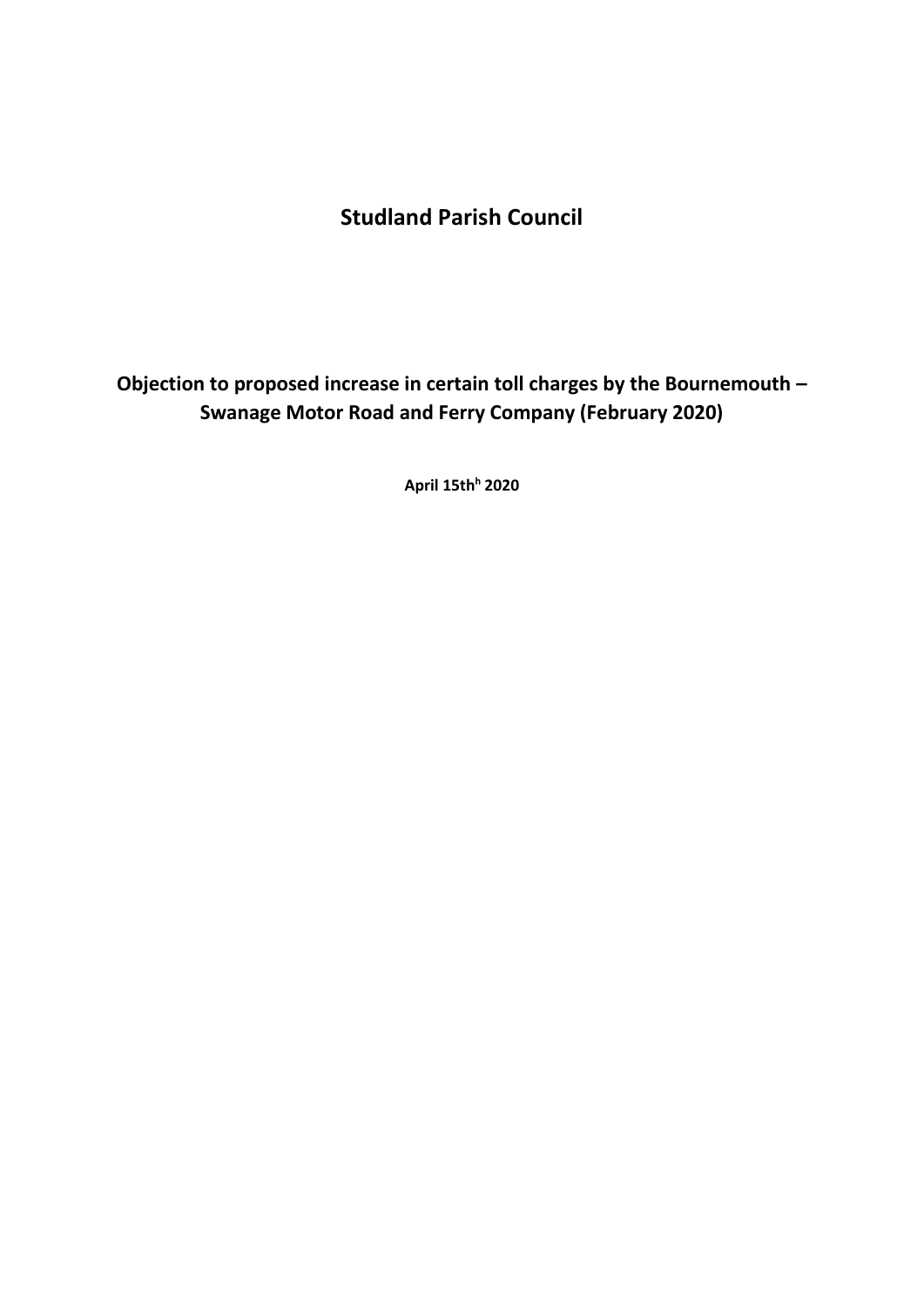# Studland Parish Council

## Objection to proposed increase in certain toll charges by the Bournemouth – Swanage Motor Road and Ferry Company (February 2020)

**April 15th[h] 2020**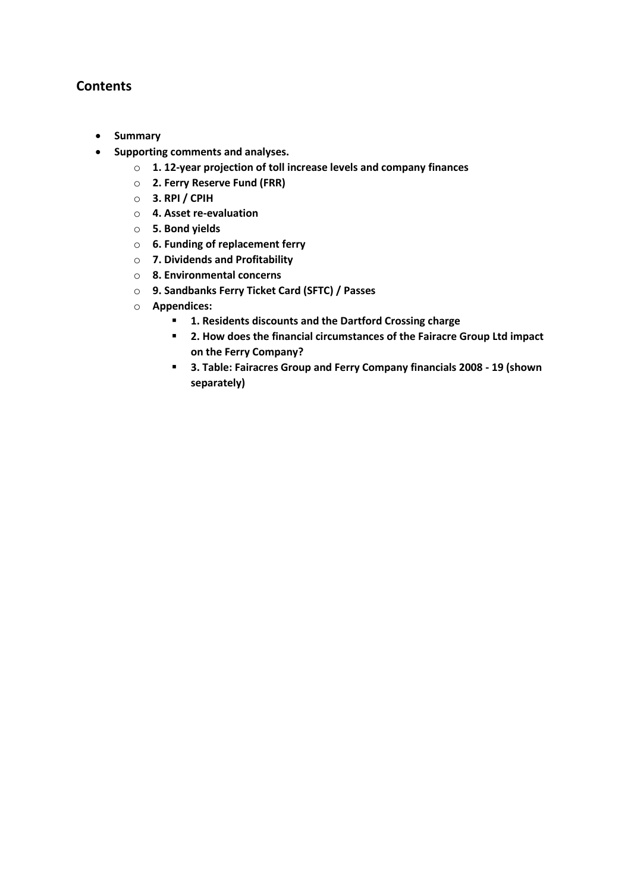## Contents

- **Summary**
- **Supporting comments and analyses.**
    - **1. 12-year projection of toll increase levels and company finances**
    - **2. Ferry Reserve Fund (FRR)**
    - **3. RPI / CPIH**
    - **4. Asset re-evaluation**
    - **5. Bond yields**
    - **6. Funding of replacement ferry**
    - **7. Dividends and Profitability**
    - **8. Environmental concerns**
    - **9. Sandbanks Ferry Ticket Card (SFTC) / Passes**
    - **Appendices:**
        - **1. Residents discounts and the Dartford Crossing charge**
        - **2. How does the financial circumstances of the Fairacre Group Ltd impact on the Ferry Company?**
        - **3. Table: Fairacres Group and Ferry Company financials 2008 - 19 (shown separately)**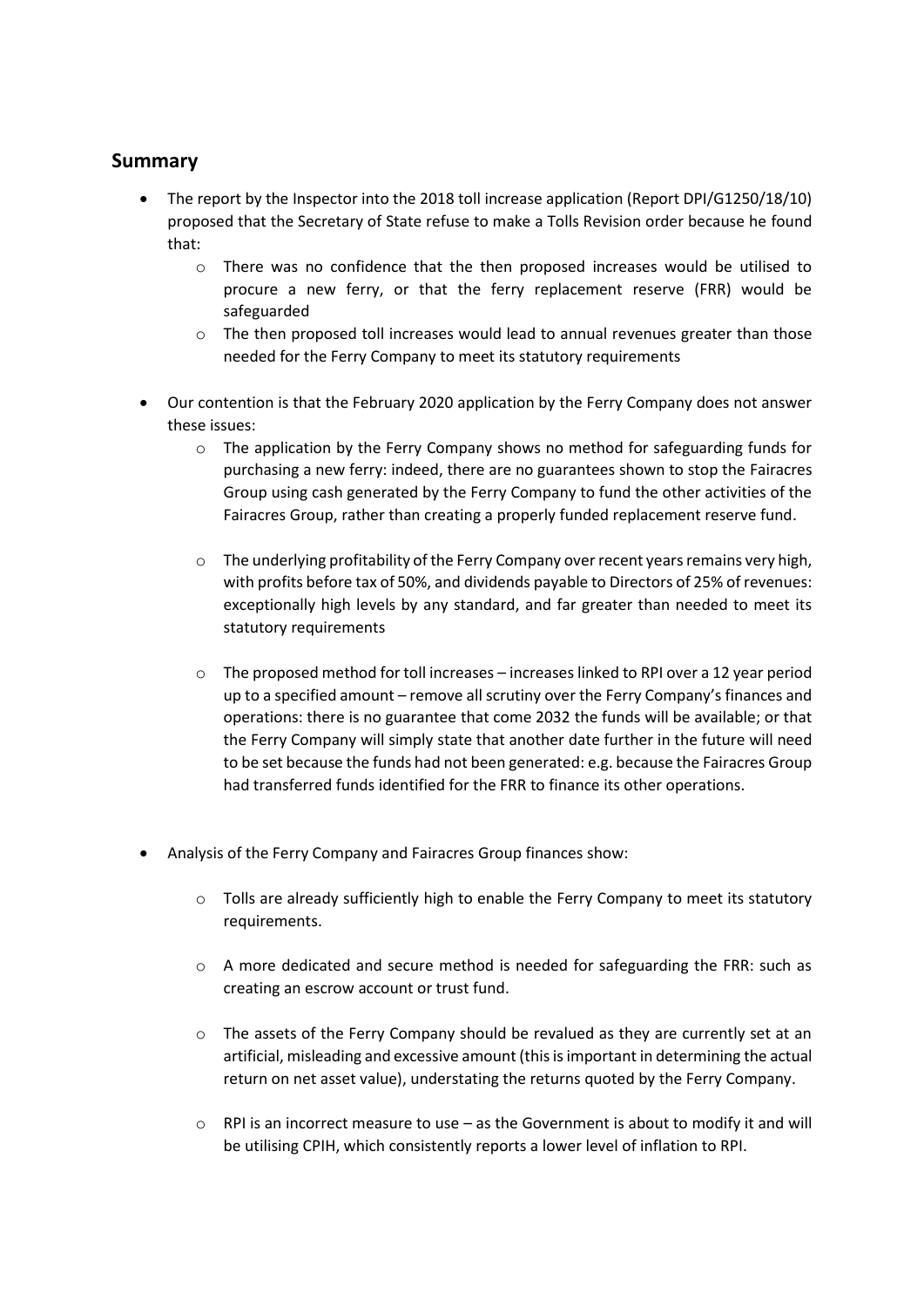## Summary

- The report by the Inspector into the 2018 toll increase application (Report DPI/G1250/18/10) proposed that the Secretary of State refuse to make a Tolls Revision order because he found that:
  - There was no confidence that the then proposed increases would be utilised to procure a new ferry, or that the ferry replacement reserve (FRR) would be safeguarded
  - The then proposed toll increases would lead to annual revenues greater than those needed for the Ferry Company to meet its statutory requirements

- Our contention is that the February 2020 application by the Ferry Company does not answer these issues:
  - The application by the Ferry Company shows no method for safeguarding funds for purchasing a new ferry: indeed, there are no guarantees shown to stop the Fairacres Group using cash generated by the Ferry Company to fund the other activities of the Fairacres Group, rather than creating a properly funded replacement reserve fund.
  - The underlying profitability of the Ferry Company over recent years remains very high, with profits before tax of 50%, and dividends payable to Directors of 25% of revenues: exceptionally high levels by any standard, and far greater than needed to meet its statutory requirements
  - The proposed method for toll increases – increases linked to RPI over a 12 year period up to a specified amount – remove all scrutiny over the Ferry Company's finances and operations: there is no guarantee that come 2032 the funds will be available; or that the Ferry Company will simply state that another date further in the future will need to be set because the funds had not been generated: e.g. because the Fairacres Group had transferred funds identified for the FRR to finance its other operations.

- Analysis of the Ferry Company and Fairacres Group finances show:
  - Tolls are already sufficiently high to enable the Ferry Company to meet its statutory requirements.
  - A more dedicated and secure method is needed for safeguarding the FRR: such as creating an escrow account or trust fund.
  - The assets of the Ferry Company should be revalued as they are currently set at an artificial, misleading and excessive amount (this is important in determining the actual return on net asset value), understating the returns quoted by the Ferry Company.
  - RPI is an incorrect measure to use – as the Government is about to modify it and will be utilising CPIH, which consistently reports a lower level of inflation to RPI.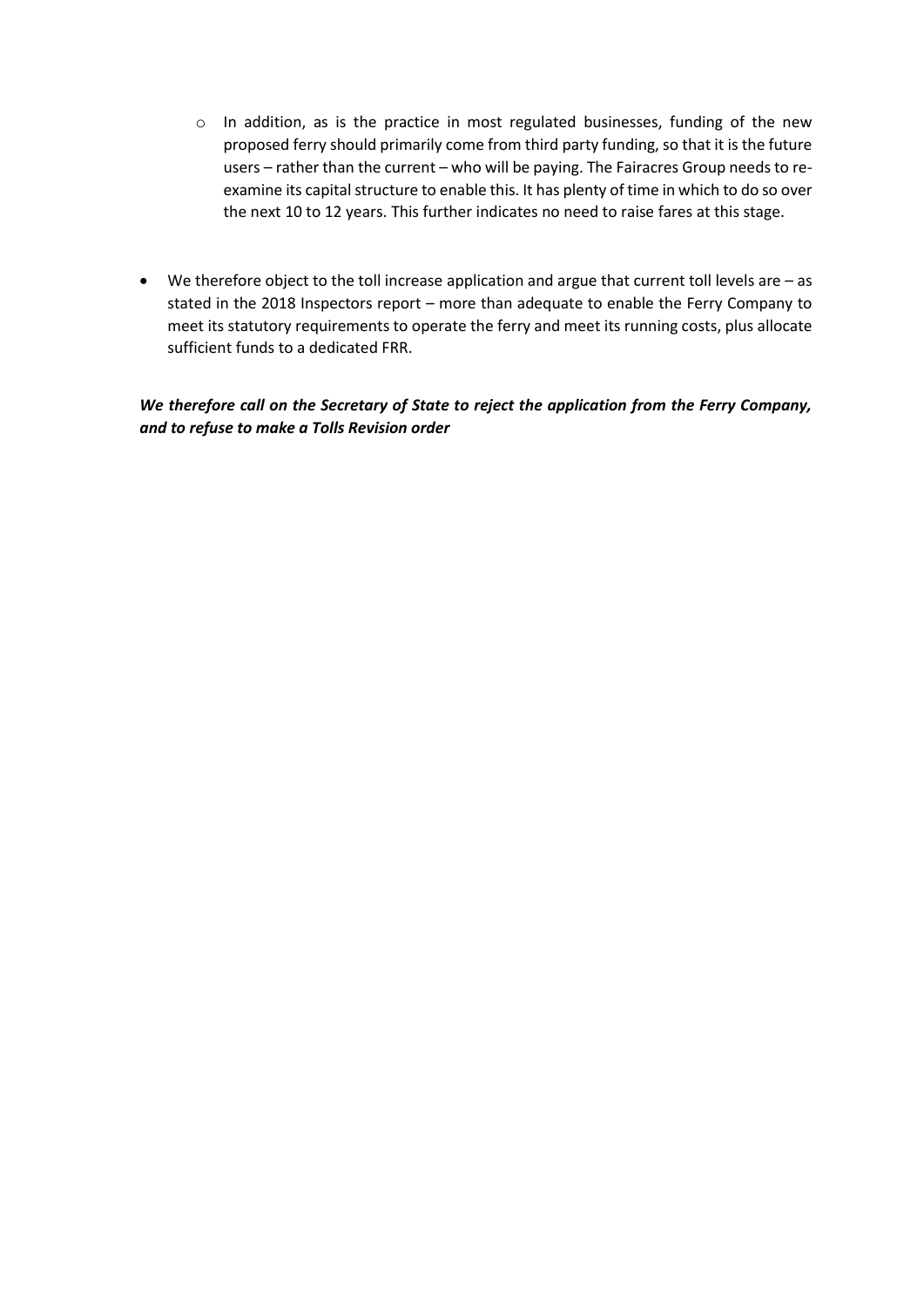- In addition, as is the practice in most regulated businesses, funding of the new proposed ferry should primarily come from third party funding, so that it is the future users – rather than the current – who will be paying. The Fairacres Group needs to re-examine its capital structure to enable this. It has plenty of time in which to do so over the next 10 to 12 years. This further indicates no need to raise fares at this stage.

- We therefore object to the toll increase application and argue that current toll levels are – as stated in the 2018 Inspectors report – more than adequate to enable the Ferry Company to meet its statutory requirements to operate the ferry and meet its running costs, plus allocate sufficient funds to a dedicated FRR.

***We therefore call on the Secretary of State to reject the application from the Ferry Company, and to refuse to make a Tolls Revision order***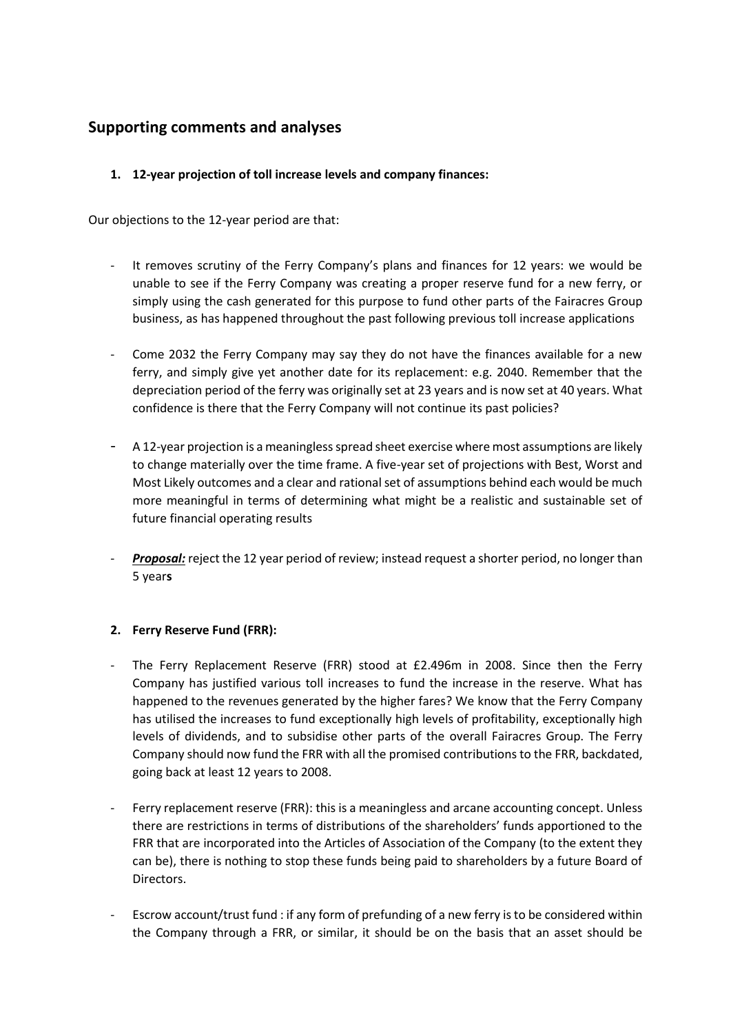## Supporting comments and analyses

1. **12-year projection of toll increase levels and company finances:**

Our objections to the 12-year period are that:

- It removes scrutiny of the Ferry Company's plans and finances for 12 years: we would be unable to see if the Ferry Company was creating a proper reserve fund for a new ferry, or simply using the cash generated for this purpose to fund other parts of the Fairacres Group business, as has happened throughout the past following previous toll increase applications

- Come 2032 the Ferry Company may say they do not have the finances available for a new ferry, and simply give yet another date for its replacement: e.g. 2040. Remember that the depreciation period of the ferry was originally set at 23 years and is now set at 40 years. What confidence is there that the Ferry Company will not continue its past policies?

- A 12-year projection is a meaningless spread sheet exercise where most assumptions are likely to change materially over the time frame. A five-year set of projections with Best, Worst and Most Likely outcomes and a clear and rational set of assumptions behind each would be much more meaningful in terms of determining what might be a realistic and sustainable set of future financial operating results

- ***Proposal:*** reject the 12 year period of review; instead request a shorter period, no longer than 5 year**s**

2. **Ferry Reserve Fund (FRR):**

- The Ferry Replacement Reserve (FRR) stood at £2.496m in 2008. Since then the Ferry Company has justified various toll increases to fund the increase in the reserve. What has happened to the revenues generated by the higher fares? We know that the Ferry Company has utilised the increases to fund exceptionally high levels of profitability, exceptionally high levels of dividends, and to subsidise other parts of the overall Fairacres Group. The Ferry Company should now fund the FRR with all the promised contributions to the FRR, backdated, going back at least 12 years to 2008.

- Ferry replacement reserve (FRR): this is a meaningless and arcane accounting concept. Unless there are restrictions in terms of distributions of the shareholders' funds apportioned to the FRR that are incorporated into the Articles of Association of the Company (to the extent they can be), there is nothing to stop these funds being paid to shareholders by a future Board of Directors.

- Escrow account/trust fund : if any form of prefunding of a new ferry is to be considered within the Company through a FRR, or similar, it should be on the basis that an asset should be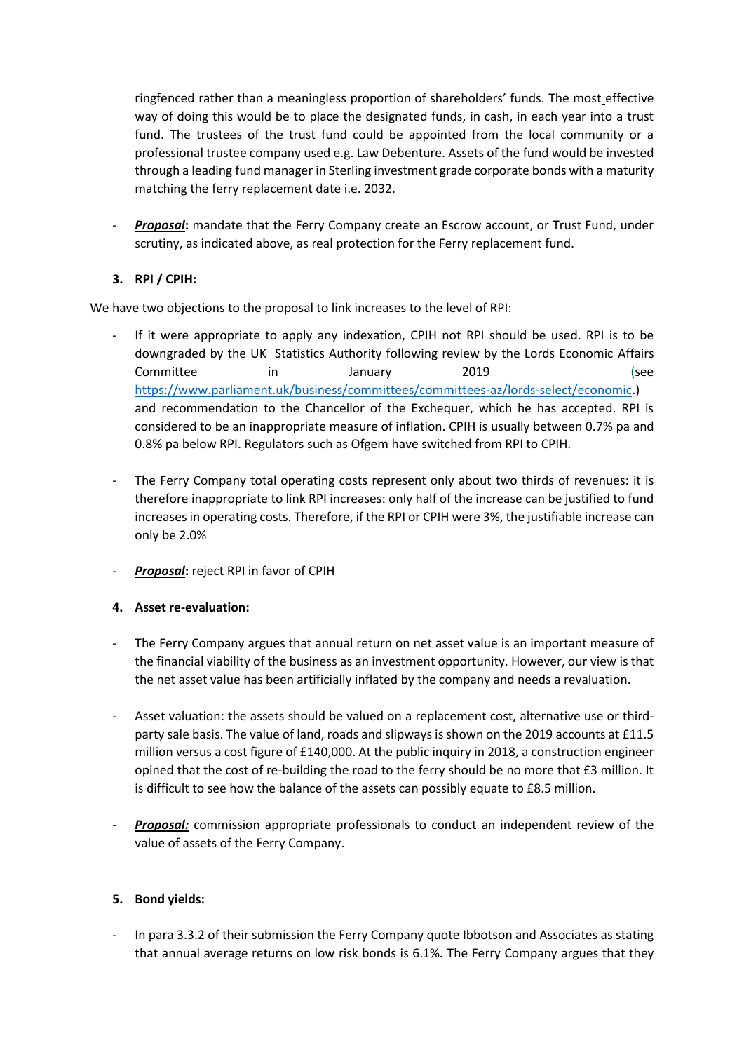ringfenced rather than a meaningless proportion of shareholders' funds. The most effective way of doing this would be to place the designated funds, in cash, in each year into a trust fund. The trustees of the trust fund could be appointed from the local community or a professional trustee company used e.g. Law Debenture. Assets of the fund would be invested through a leading fund manager in Sterling investment grade corporate bonds with a maturity matching the ferry replacement date i.e. 2032.

- ***Proposal*:** mandate that the Ferry Company create an Escrow account, or Trust Fund, under scrutiny, as indicated above, as real protection for the Ferry replacement fund.

**3. RPI / CPIH:**

We have two objections to the proposal to link increases to the level of RPI:

- If it were appropriate to apply any indexation, CPIH not RPI should be used. RPI is to be downgraded by the UK Statistics Authority following review by the Lords Economic Affairs Committee in January 2019 (see https://www.parliament.uk/business/committees/committees-az/lords-select/economic.) and recommendation to the Chancellor of the Exchequer, which he has accepted. RPI is considered to be an inappropriate measure of inflation. CPIH is usually between 0.7% pa and 0.8% pa below RPI. Regulators such as Ofgem have switched from RPI to CPIH.

- The Ferry Company total operating costs represent only about two thirds of revenues: it is therefore inappropriate to link RPI increases: only half of the increase can be justified to fund increases in operating costs. Therefore, if the RPI or CPIH were 3%, the justifiable increase can only be 2.0%

- ***Proposal*:** reject RPI in favor of CPIH

**4. Asset re-evaluation:**

- The Ferry Company argues that annual return on net asset value is an important measure of the financial viability of the business as an investment opportunity. However, our view is that the net asset value has been artificially inflated by the company and needs a revaluation.

- Asset valuation: the assets should be valued on a replacement cost, alternative use or third-party sale basis. The value of land, roads and slipways is shown on the 2019 accounts at £11.5 million versus a cost figure of £140,000. At the public inquiry in 2018, a construction engineer opined that the cost of re-building the road to the ferry should be no more that £3 million. It is difficult to see how the balance of the assets can possibly equate to £8.5 million.

- ***Proposal:*** commission appropriate professionals to conduct an independent review of the value of assets of the Ferry Company.

**5. Bond yields:**

- In para 3.3.2 of their submission the Ferry Company quote Ibbotson and Associates as stating that annual average returns on low risk bonds is 6.1%. The Ferry Company argues that they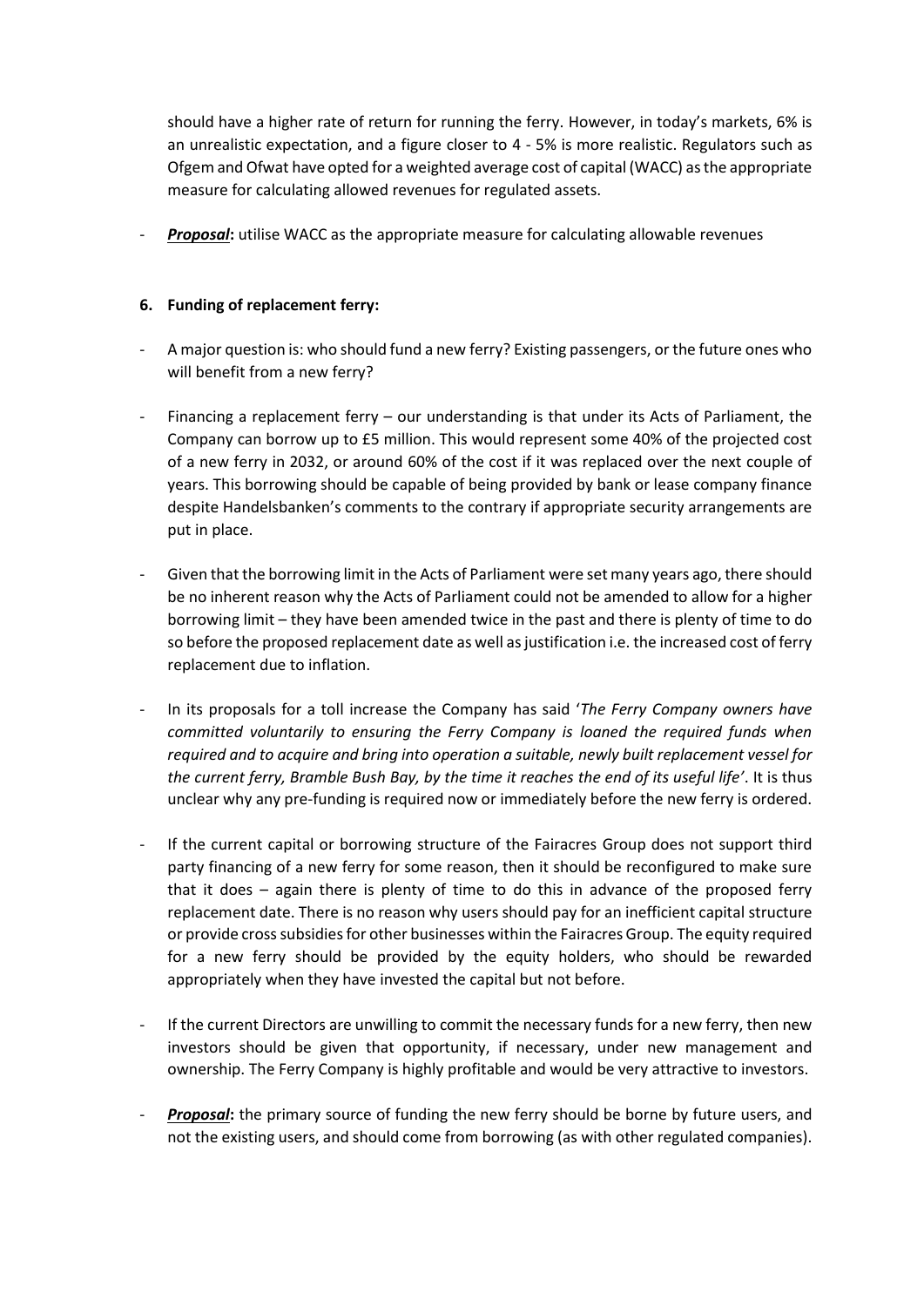should have a higher rate of return for running the ferry. However, in today's markets, 6% is an unrealistic expectation, and a figure closer to 4 - 5% is more realistic. Regulators such as Ofgem and Ofwat have opted for a weighted average cost of capital (WACC) as the appropriate measure for calculating allowed revenues for regulated assets.

- ***Proposal*:** utilise WACC as the appropriate measure for calculating allowable revenues

**6. Funding of replacement ferry:**

- A major question is: who should fund a new ferry? Existing passengers, or the future ones who will benefit from a new ferry?

- Financing a replacement ferry – our understanding is that under its Acts of Parliament, the Company can borrow up to £5 million. This would represent some 40% of the projected cost of a new ferry in 2032, or around 60% of the cost if it was replaced over the next couple of years. This borrowing should be capable of being provided by bank or lease company finance despite Handelsbanken's comments to the contrary if appropriate security arrangements are put in place.

- Given that the borrowing limit in the Acts of Parliament were set many years ago, there should be no inherent reason why the Acts of Parliament could not be amended to allow for a higher borrowing limit – they have been amended twice in the past and there is plenty of time to do so before the proposed replacement date as well as justification i.e. the increased cost of ferry replacement due to inflation.

- In its proposals for a toll increase the Company has said '*The Ferry Company owners have committed voluntarily to ensuring the Ferry Company is loaned the required funds when required and to acquire and bring into operation a suitable, newly built replacement vessel for the current ferry, Bramble Bush Bay, by the time it reaches the end of its useful life'*. It is thus unclear why any pre-funding is required now or immediately before the new ferry is ordered.

- If the current capital or borrowing structure of the Fairacres Group does not support third party financing of a new ferry for some reason, then it should be reconfigured to make sure that it does – again there is plenty of time to do this in advance of the proposed ferry replacement date. There is no reason why users should pay for an inefficient capital structure or provide cross subsidies for other businesses within the Fairacres Group. The equity required for a new ferry should be provided by the equity holders, who should be rewarded appropriately when they have invested the capital but not before.

- If the current Directors are unwilling to commit the necessary funds for a new ferry, then new investors should be given that opportunity, if necessary, under new management and ownership. The Ferry Company is highly profitable and would be very attractive to investors.

- ***Proposal*:** the primary source of funding the new ferry should be borne by future users, and not the existing users, and should come from borrowing (as with other regulated companies).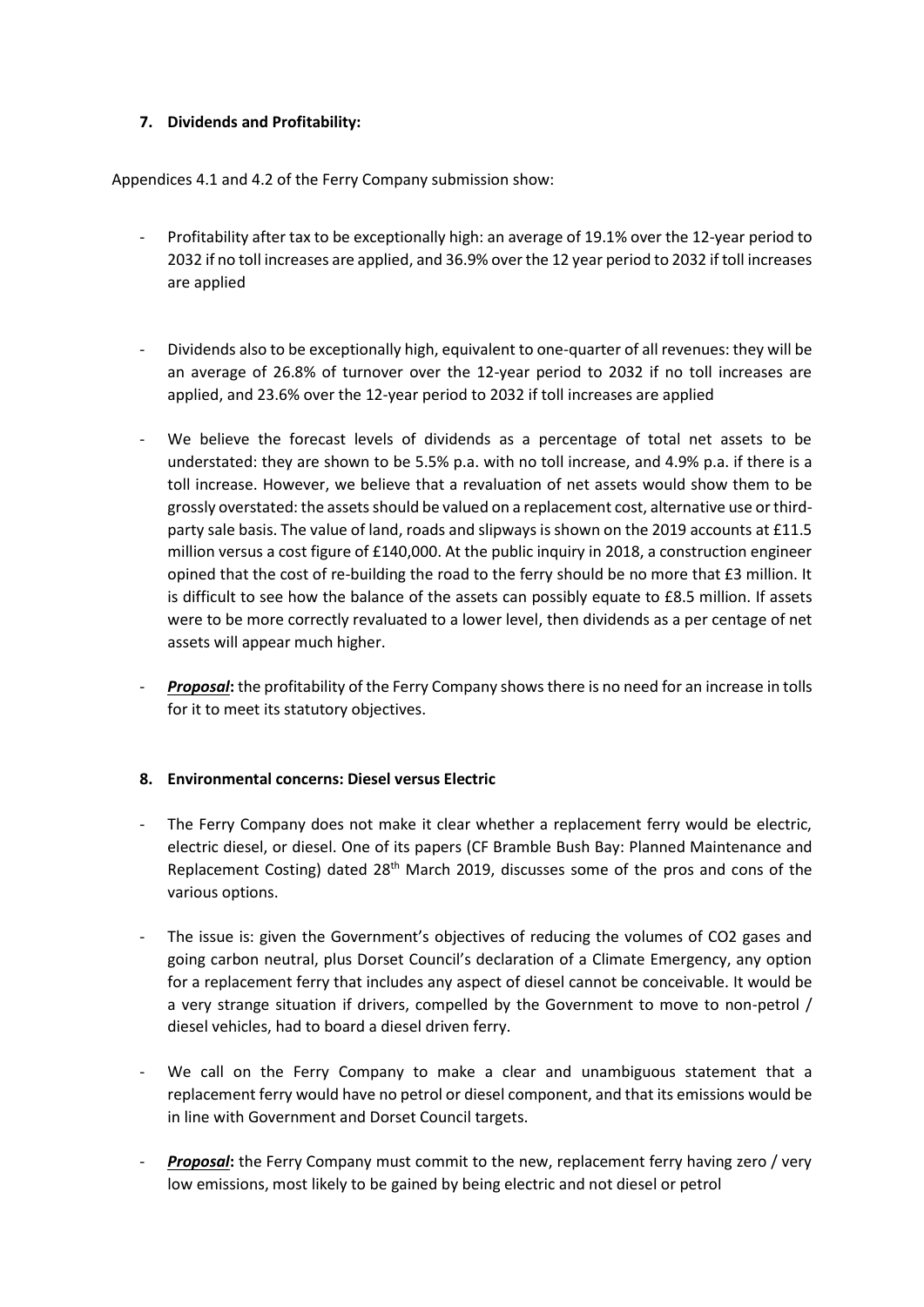## 7. Dividends and Profitability:

Appendices 4.1 and 4.2 of the Ferry Company submission show:

- Profitability after tax to be exceptionally high: an average of 19.1% over the 12-year period to 2032 if no toll increases are applied, and 36.9% over the 12 year period to 2032 if toll increases are applied

- Dividends also to be exceptionally high, equivalent to one-quarter of all revenues: they will be an average of 26.8% of turnover over the 12-year period to 2032 if no toll increases are applied, and 23.6% over the 12-year period to 2032 if toll increases are applied

- We believe the forecast levels of dividends as a percentage of total net assets to be understated: they are shown to be 5.5% p.a. with no toll increase, and 4.9% p.a. if there is a toll increase. However, we believe that a revaluation of net assets would show them to be grossly overstated: the assets should be valued on a replacement cost, alternative use or third-party sale basis. The value of land, roads and slipways is shown on the 2019 accounts at £11.5 million versus a cost figure of £140,000. At the public inquiry in 2018, a construction engineer opined that the cost of re-building the road to the ferry should be no more that £3 million. It is difficult to see how the balance of the assets can possibly equate to £8.5 million. If assets were to be more correctly revaluated to a lower level, then dividends as a per centage of net assets will appear much higher.

- ***Proposal*:** the profitability of the Ferry Company shows there is no need for an increase in tolls for it to meet its statutory objectives.

## 8. Environmental concerns: Diesel versus Electric

- The Ferry Company does not make it clear whether a replacement ferry would be electric, electric diesel, or diesel. One of its papers (CF Bramble Bush Bay: Planned Maintenance and Replacement Costing) dated 28th March 2019, discusses some of the pros and cons of the various options.

- The issue is: given the Government's objectives of reducing the volumes of $CO_2$ gases and going carbon neutral, plus Dorset Council's declaration of a Climate Emergency, any option for a replacement ferry that includes any aspect of diesel cannot be conceivable. It would be a very strange situation if drivers, compelled by the Government to move to non-petrol / diesel vehicles, had to board a diesel driven ferry.

- We call on the Ferry Company to make a clear and unambiguous statement that a replacement ferry would have no petrol or diesel component, and that its emissions would be in line with Government and Dorset Council targets.

- ***Proposal*:** the Ferry Company must commit to the new, replacement ferry having zero / very low emissions, most likely to be gained by being electric and not diesel or petrol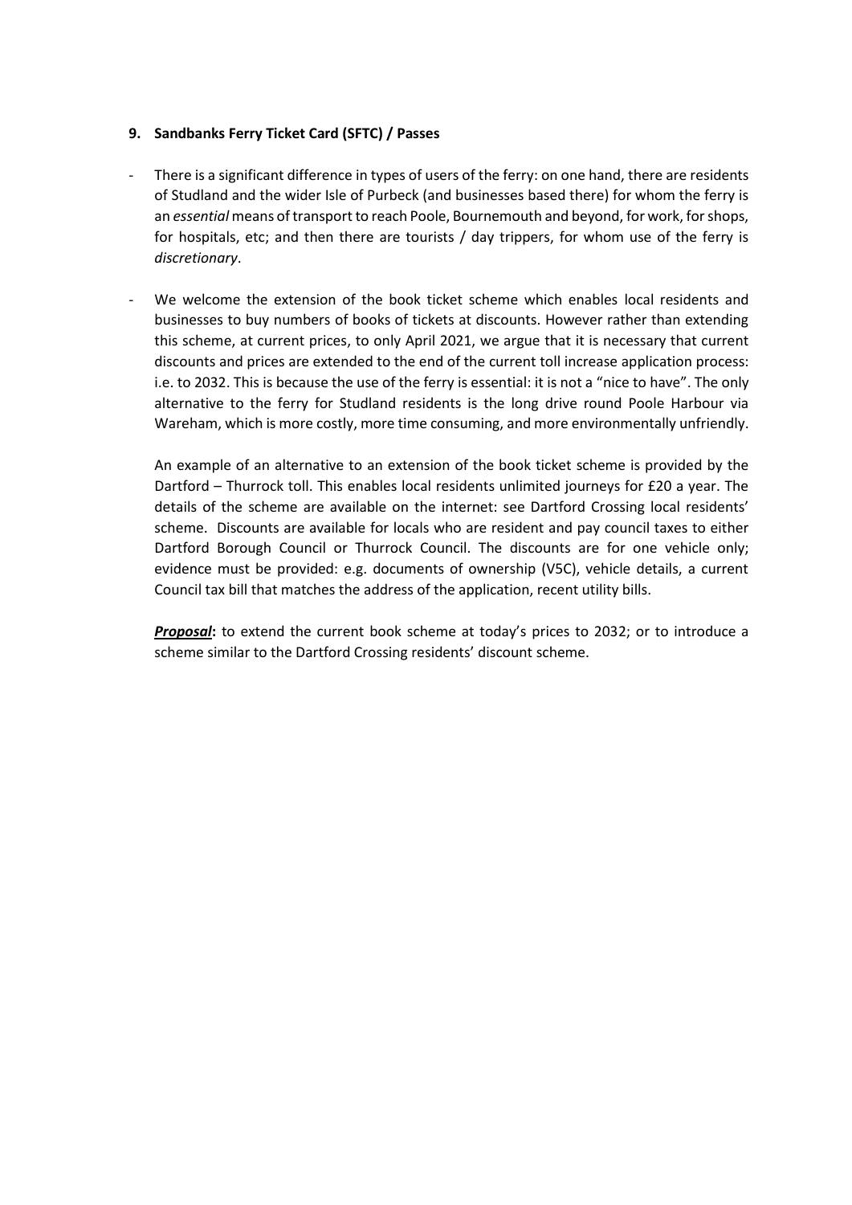**9. Sandbanks Ferry Ticket Card (SFTC) / Passes**

- There is a significant difference in types of users of the ferry: on one hand, there are residents of Studland and the wider Isle of Purbeck (and businesses based there) for whom the ferry is an *essential* means of transport to reach Poole, Bournemouth and beyond, for work, for shops, for hospitals, etc; and then there are tourists / day trippers, for whom use of the ferry is *discretionary*.

- We welcome the extension of the book ticket scheme which enables local residents and businesses to buy numbers of books of tickets at discounts. However rather than extending this scheme, at current prices, to only April 2021, we argue that it is necessary that current discounts and prices are extended to the end of the current toll increase application process: i.e. to 2032. This is because the use of the ferry is essential: it is not a "nice to have". The only alternative to the ferry for Studland residents is the long drive round Poole Harbour via Wareham, which is more costly, more time consuming, and more environmentally unfriendly.

  An example of an alternative to an extension of the book ticket scheme is provided by the Dartford – Thurrock toll. This enables local residents unlimited journeys for £20 a year. The details of the scheme are available on the internet: see Dartford Crossing local residents' scheme. Discounts are available for locals who are resident and pay council taxes to either Dartford Borough Council or Thurrock Council. The discounts are for one vehicle only; evidence must be provided: e.g. documents of ownership (V5C), vehicle details, a current Council tax bill that matches the address of the application, recent utility bills.

  ***Proposal*****:** to extend the current book scheme at today's prices to 2032; or to introduce a scheme similar to the Dartford Crossing residents' discount scheme.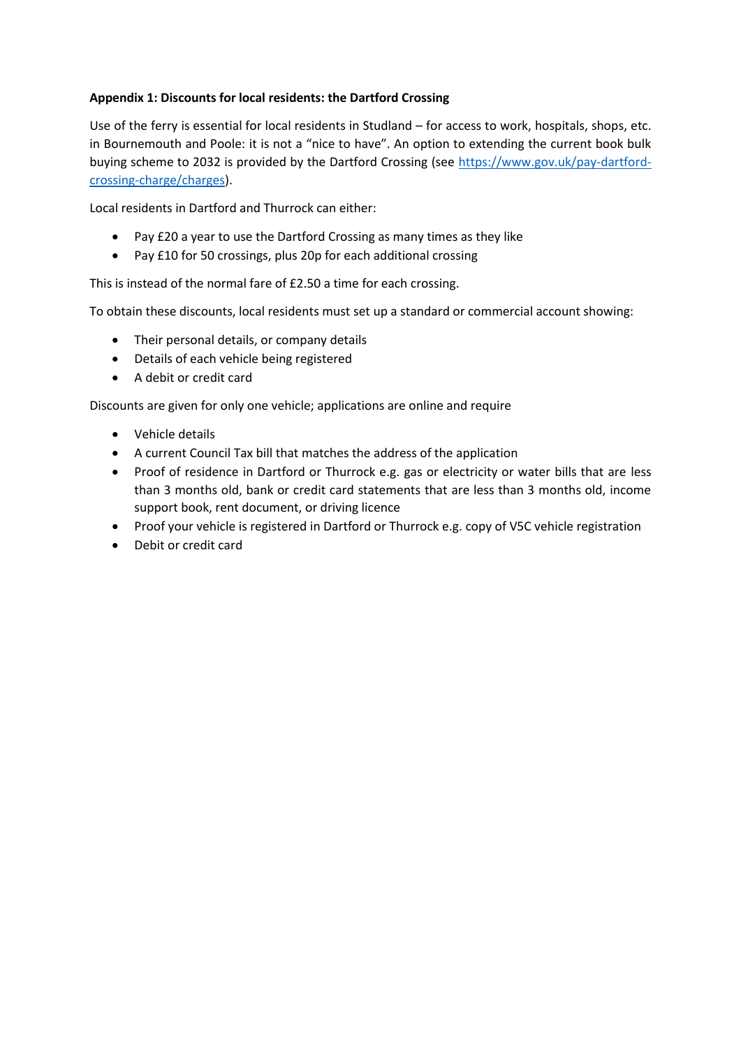**Appendix 1: Discounts for local residents: the Dartford Crossing**

Use of the ferry is essential for local residents in Studland – for access to work, hospitals, shops, etc. in Bournemouth and Poole: it is not a "nice to have". An option to extending the current book bulk buying scheme to 2032 is provided by the Dartford Crossing (see [https://www.gov.uk/pay-dartford-crossing-charge/charges](https://www.gov.uk/pay-dartford-crossing-charge/charges)).

Local residents in Dartford and Thurrock can either:

- Pay £20 a year to use the Dartford Crossing as many times as they like
- Pay £10 for 50 crossings, plus 20p for each additional crossing

This is instead of the normal fare of £2.50 a time for each crossing.

To obtain these discounts, local residents must set up a standard or commercial account showing:

- Their personal details, or company details
- Details of each vehicle being registered
- A debit or credit card

Discounts are given for only one vehicle; applications are online and require

- Vehicle details
- A current Council Tax bill that matches the address of the application
- Proof of residence in Dartford or Thurrock e.g. gas or electricity or water bills that are less than 3 months old, bank or credit card statements that are less than 3 months old, income support book, rent document, or driving licence
- Proof your vehicle is registered in Dartford or Thurrock e.g. copy of V5C vehicle registration
- Debit or credit card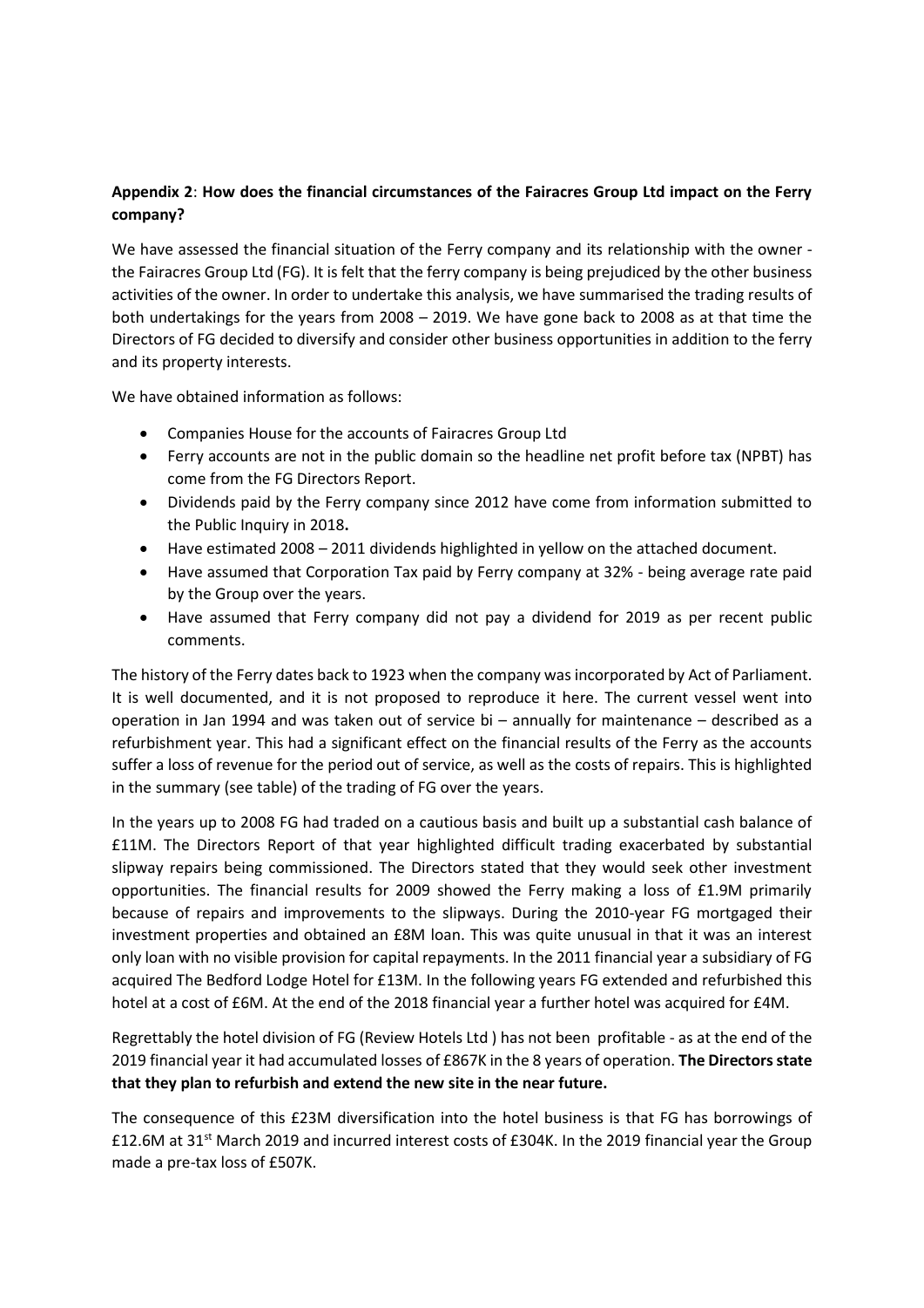**Appendix 2**: **How does the financial circumstances of the Fairacres Group Ltd impact on the Ferry company?**

We have assessed the financial situation of the Ferry company and its relationship with the owner - the Fairacres Group Ltd (FG). It is felt that the ferry company is being prejudiced by the other business activities of the owner. In order to undertake this analysis, we have summarised the trading results of both undertakings for the years from 2008 – 2019. We have gone back to 2008 as at that time the Directors of FG decided to diversify and consider other business opportunities in addition to the ferry and its property interests.

We have obtained information as follows:

- Companies House for the accounts of Fairacres Group Ltd
- Ferry accounts are not in the public domain so the headline net profit before tax (NPBT) has come from the FG Directors Report.
- Dividends paid by the Ferry company since 2012 have come from information submitted to the Public Inquiry in 2018**.**
- Have estimated 2008 – 2011 dividends highlighted in yellow on the attached document.
- Have assumed that Corporation Tax paid by Ferry company at 32% - being average rate paid by the Group over the years.
- Have assumed that Ferry company did not pay a dividend for 2019 as per recent public comments.

The history of the Ferry dates back to 1923 when the company was incorporated by Act of Parliament. It is well documented, and it is not proposed to reproduce it here. The current vessel went into operation in Jan 1994 and was taken out of service bi – annually for maintenance – described as a refurbishment year. This had a significant effect on the financial results of the Ferry as the accounts suffer a loss of revenue for the period out of service, as well as the costs of repairs. This is highlighted in the summary (see table) of the trading of FG over the years.

In the years up to 2008 FG had traded on a cautious basis and built up a substantial cash balance of £11M. The Directors Report of that year highlighted difficult trading exacerbated by substantial slipway repairs being commissioned. The Directors stated that they would seek other investment opportunities. The financial results for 2009 showed the Ferry making a loss of £1.9M primarily because of repairs and improvements to the slipways. During the 2010-year FG mortgaged their investment properties and obtained an £8M loan. This was quite unusual in that it was an interest only loan with no visible provision for capital repayments. In the 2011 financial year a subsidiary of FG acquired The Bedford Lodge Hotel for £13M. In the following years FG extended and refurbished this hotel at a cost of £6M. At the end of the 2018 financial year a further hotel was acquired for £4M.

Regrettably the hotel division of FG (Review Hotels Ltd ) has not been profitable - as at the end of the 2019 financial year it had accumulated losses of £867K in the 8 years of operation. **The Directors state that they plan to refurbish and extend the new site in the near future.**

The consequence of this £23M diversification into the hotel business is that FG has borrowings of £12.6M at 31st March 2019 and incurred interest costs of £304K. In the 2019 financial year the Group made a pre-tax loss of £507K.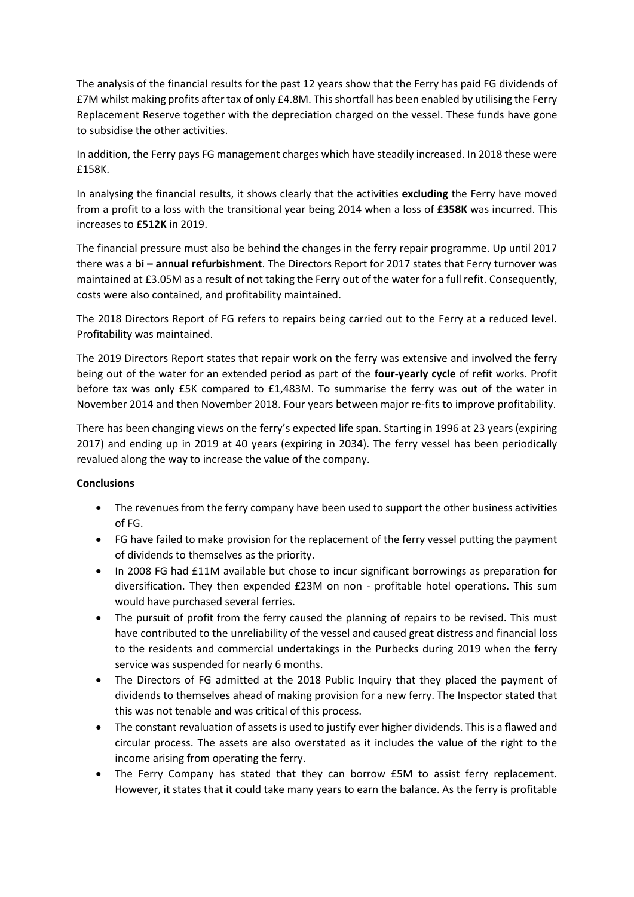The analysis of the financial results for the past 12 years show that the Ferry has paid FG dividends of £7M whilst making profits after tax of only £4.8M. This shortfall has been enabled by utilising the Ferry Replacement Reserve together with the depreciation charged on the vessel. These funds have gone to subsidise the other activities.

In addition, the Ferry pays FG management charges which have steadily increased. In 2018 these were £158K.

In analysing the financial results, it shows clearly that the activities **excluding** the Ferry have moved from a profit to a loss with the transitional year being 2014 when a loss of **£358K** was incurred. This increases to **£512K** in 2019.

The financial pressure must also be behind the changes in the ferry repair programme. Up until 2017 there was a **bi – annual refurbishment**. The Directors Report for 2017 states that Ferry turnover was maintained at £3.05M as a result of not taking the Ferry out of the water for a full refit. Consequently, costs were also contained, and profitability maintained.

The 2018 Directors Report of FG refers to repairs being carried out to the Ferry at a reduced level. Profitability was maintained.

The 2019 Directors Report states that repair work on the ferry was extensive and involved the ferry being out of the water for an extended period as part of the **four-yearly cycle** of refit works. Profit before tax was only £5K compared to £1,483M. To summarise the ferry was out of the water in November 2014 and then November 2018. Four years between major re-fits to improve profitability.

There has been changing views on the ferry's expected life span. Starting in 1996 at 23 years (expiring 2017) and ending up in 2019 at 40 years (expiring in 2034). The ferry vessel has been periodically revalued along the way to increase the value of the company.

**Conclusions**

- The revenues from the ferry company have been used to support the other business activities of FG.
- FG have failed to make provision for the replacement of the ferry vessel putting the payment of dividends to themselves as the priority.
- In 2008 FG had £11M available but chose to incur significant borrowings as preparation for diversification. They then expended £23M on non - profitable hotel operations. This sum would have purchased several ferries.
- The pursuit of profit from the ferry caused the planning of repairs to be revised. This must have contributed to the unreliability of the vessel and caused great distress and financial loss to the residents and commercial undertakings in the Purbecks during 2019 when the ferry service was suspended for nearly 6 months.
- The Directors of FG admitted at the 2018 Public Inquiry that they placed the payment of dividends to themselves ahead of making provision for a new ferry. The Inspector stated that this was not tenable and was critical of this process.
- The constant revaluation of assets is used to justify ever higher dividends. This is a flawed and circular process. The assets are also overstated as it includes the value of the right to the income arising from operating the ferry.
- The Ferry Company has stated that they can borrow £5M to assist ferry replacement. However, it states that it could take many years to earn the balance. As the ferry is profitable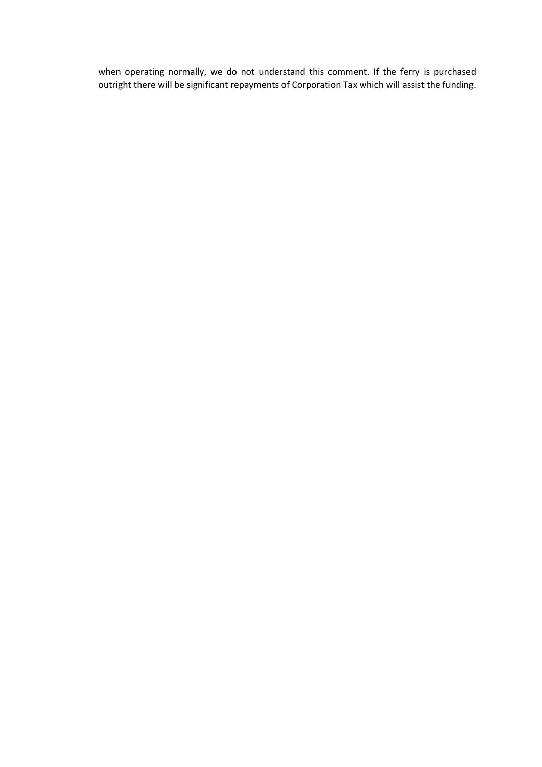when operating normally, we do not understand this comment. If the ferry is purchased outright there will be significant repayments of Corporation Tax which will assist the funding.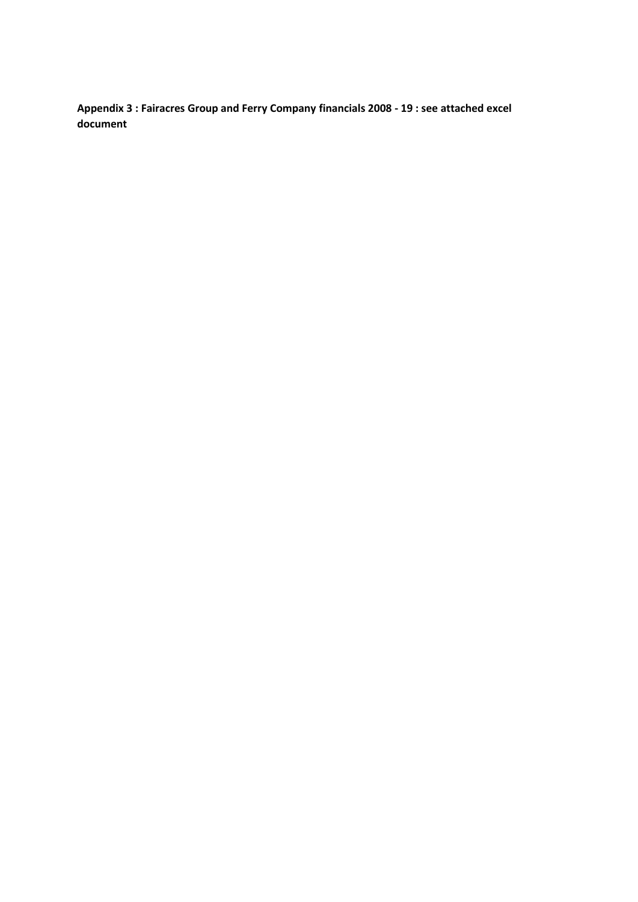**Appendix 3 : Fairacres Group and Ferry Company financials 2008 - 19 : see attached excel document**